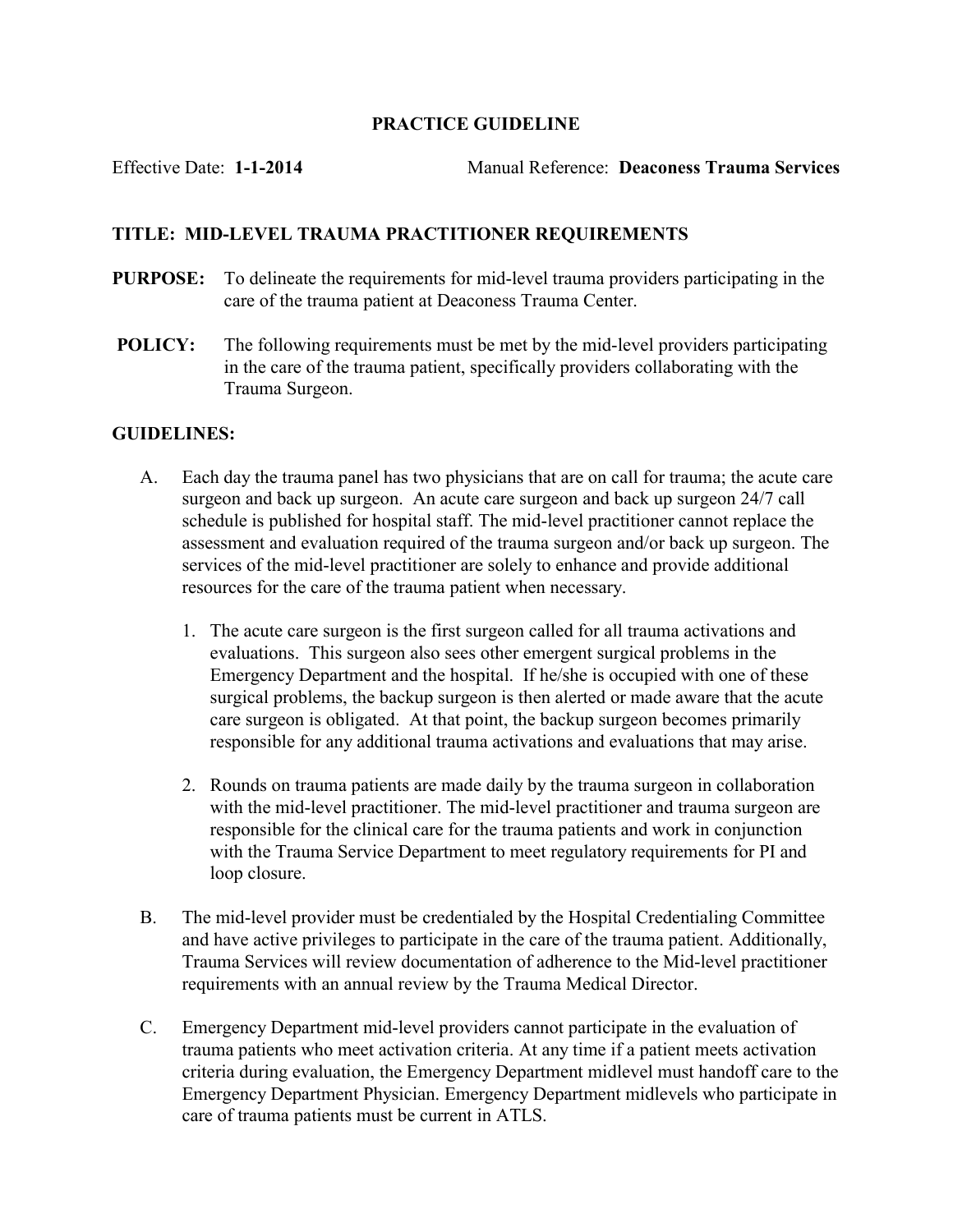# PRACTICE GUIDELINE

Effective Date: **1-1-2014** Manual Reference: **Deaconess Trauma Services**

## TITLE: MID-LEVEL TRAUMA PRACTITIONER REQUIREMENTS

**PURPOSE:** To delineate the requirements for mid-level trauma providers participating in the care of the trauma patient at Deaconess Trauma Center.

**POLICY:** The following requirements must be met by the mid-level providers participating in the care of the trauma patient, specifically providers collaborating with the Trauma Surgeon.

**GUIDELINES:**

A. Each day the trauma panel has two physicians that are on call for trauma; the acute care surgeon and back up surgeon. An acute care surgeon and back up surgeon 24/7 call schedule is published for hospital staff. The mid-level practitioner cannot replace the assessment and evaluation required of the trauma surgeon and/or back up surgeon. The services of the mid-level practitioner are solely to enhance and provide additional resources for the care of the trauma patient when necessary.

   1. The acute care surgeon is the first surgeon called for all trauma activations and evaluations. This surgeon also sees other emergent surgical problems in the Emergency Department and the hospital. If he/she is occupied with one of these surgical problems, the backup surgeon is then alerted or made aware that the acute care surgeon is obligated. At that point, the backup surgeon becomes primarily responsible for any additional trauma activations and evaluations that may arise.

   2. Rounds on trauma patients are made daily by the trauma surgeon in collaboration with the mid-level practitioner. The mid-level practitioner and trauma surgeon are responsible for the clinical care for the trauma patients and work in conjunction with the Trauma Service Department to meet regulatory requirements for PI and loop closure.

B. The mid-level provider must be credentialed by the Hospital Credentialing Committee and have active privileges to participate in the care of the trauma patient. Additionally, Trauma Services will review documentation of adherence to the Mid-level practitioner requirements with an annual review by the Trauma Medical Director.

C. Emergency Department mid-level providers cannot participate in the evaluation of trauma patients who meet activation criteria. At any time if a patient meets activation criteria during evaluation, the Emergency Department midlevel must handoff care to the Emergency Department Physician. Emergency Department midlevels who participate in care of trauma patients must be current in ATLS.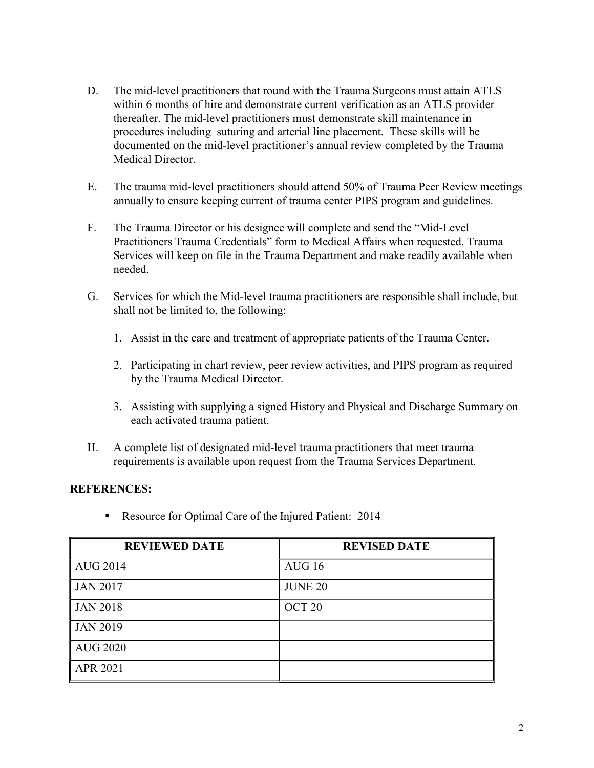D. The mid-level practitioners that round with the Trauma Surgeons must attain ATLS within 6 months of hire and demonstrate current verification as an ATLS provider thereafter. The mid-level practitioners must demonstrate skill maintenance in procedures including suturing and arterial line placement. These skills will be documented on the mid-level practitioner's annual review completed by the Trauma Medical Director.

E. The trauma mid-level practitioners should attend 50% of Trauma Peer Review meetings annually to ensure keeping current of trauma center PIPS program and guidelines.

F. The Trauma Director or his designee will complete and send the "Mid-Level Practitioners Trauma Credentials" form to Medical Affairs when requested. Trauma Services will keep on file in the Trauma Department and make readily available when needed.

G. Services for which the Mid-level trauma practitioners are responsible shall include, but shall not be limited to, the following:

   1. Assist in the care and treatment of appropriate patients of the Trauma Center.

   2. Participating in chart review, peer review activities, and PIPS program as required by the Trauma Medical Director.

   3. Assisting with supplying a signed History and Physical and Discharge Summary on each activated trauma patient.

H. A complete list of designated mid-level trauma practitioners that meet trauma requirements is available upon request from the Trauma Services Department.

**REFERENCES:**

- Resource for Optimal Care of the Injured Patient: 2014

| REVIEWED DATE | REVISED DATE |
| --- | --- |
| AUG 2014 | AUG 16 |
| JAN 2017 | JUNE 20 |
| JAN 2018 | OCT 20 |
| JAN 2019 | |
| AUG 2020 | |
| APR 2021 | |